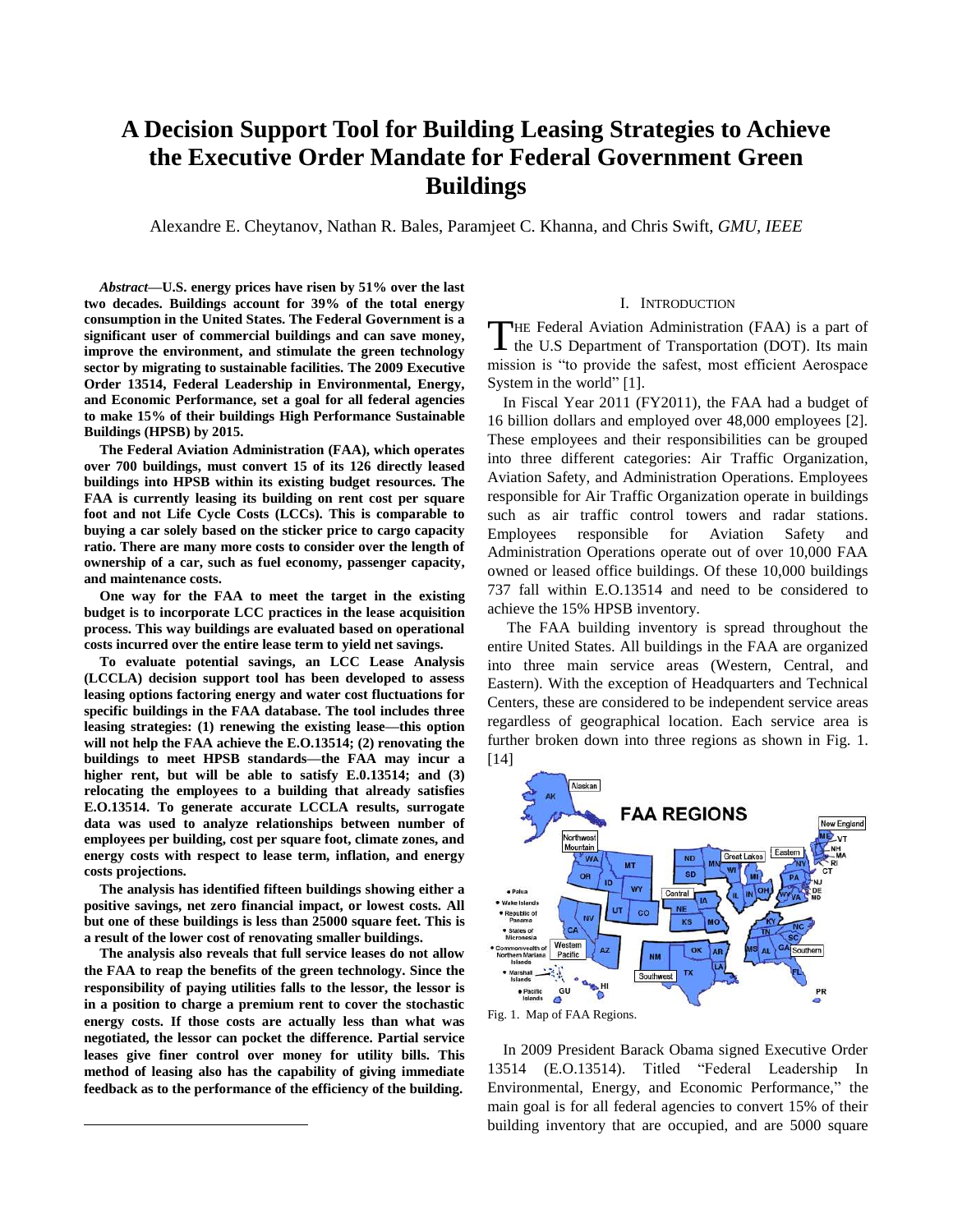# A Decision Support Tool for Building Leasing Strategies to Achieve the Executive Order Mandate for Federal Government Green Buildings

Alexandre E. Cheytanov, Nathan R. Bales, Paramjeet C. Khanna, and Chris Swift, *GMU, IEEE*

***Abstract*—U.S. energy prices have risen by 51% over the last two decades. Buildings account for 39% of the total energy consumption in the United States. The Federal Government is a significant user of commercial buildings and can save money, improve the environment, and stimulate the green technology sector by migrating to sustainable facilities. The 2009 Executive Order 13514, Federal Leadership in Environmental, Energy, and Economic Performance, set a goal for all federal agencies to make 15% of their buildings High Performance Sustainable Buildings (HPSB) by 2015.**

**The Federal Aviation Administration (FAA), which operates over 700 buildings, must convert 15 of its 126 directly leased buildings into HPSB within its existing budget resources. The FAA is currently leasing its building on rent cost per square foot and not Life Cycle Costs (LCCs). This is comparable to buying a car solely based on the sticker price to cargo capacity ratio. There are many more costs to consider over the length of ownership of a car, such as fuel economy, passenger capacity, and maintenance costs.**

**One way for the FAA to meet the target in the existing budget is to incorporate LCC practices in the lease acquisition process. This way buildings are evaluated based on operational costs incurred over the entire lease term to yield net savings.**

**To evaluate potential savings, an LCC Lease Analysis (LCCLA) decision support tool has been developed to assess leasing options factoring energy and water cost fluctuations for specific buildings in the FAA database. The tool includes three leasing strategies: (1) renewing the existing lease—this option will not help the FAA achieve the E.O.13514; (2) renovating the buildings to meet HPSB standards—the FAA may incur a higher rent, but will be able to satisfy E.0.13514; and (3) relocating the employees to a building that already satisfies E.O.13514. To generate accurate LCCLA results, surrogate data was used to analyze relationships between number of employees per building, cost per square foot, climate zones, and energy costs with respect to lease term, inflation, and energy costs projections.**

**The analysis has identified fifteen buildings showing either a positive savings, net zero financial impact, or lowest costs. All but one of these buildings is less than 25000 square feet. This is a result of the lower cost of renovating smaller buildings.**

**The analysis also reveals that full service leases do not allow the FAA to reap the benefits of the green technology. Since the responsibility of paying utilities falls to the lessor, the lessor is in a position to charge a premium rent to cover the stochastic energy costs. If those costs are actually less than what was negotiated, the lessor can pocket the difference. Partial service leases give finer control over money for utility bills. This method of leasing also has the capability of giving immediate feedback as to the performance of the efficiency of the building.**

## I. Introduction

The Federal Aviation Administration (FAA) is a part of the U.S Department of Transportation (DOT). Its main mission is "to provide the safest, most efficient Aerospace System in the world" [1].

In Fiscal Year 2011 (FY2011), the FAA had a budget of 16 billion dollars and employed over 48,000 employees [2]. These employees and their responsibilities can be grouped into three different categories: Air Traffic Organization, Aviation Safety, and Administration Operations. Employees responsible for Air Traffic Organization operate in buildings such as air traffic control towers and radar stations. Employees responsible for Aviation Safety and Administration Operations operate out of over 10,000 FAA owned or leased office buildings. Of these 10,000 buildings 737 fall within E.O.13514 and need to be considered to achieve the 15% HPSB inventory.

The FAA building inventory is spread throughout the entire United States. All buildings in the FAA are organized into three main service areas (Western, Central, and Eastern). With the exception of Headquarters and Technical Centers, these are considered to be independent service areas regardless of geographical location. Each service area is further broken down into three regions as shown in Fig. 1. [14]

Fig. 1. Map of FAA Regions.

In 2009 President Barack Obama signed Executive Order 13514 (E.O.13514). Titled "Federal Leadership In Environmental, Energy, and Economic Performance," the main goal is for all federal agencies to convert 15% of their building inventory that are occupied, and are 5000 square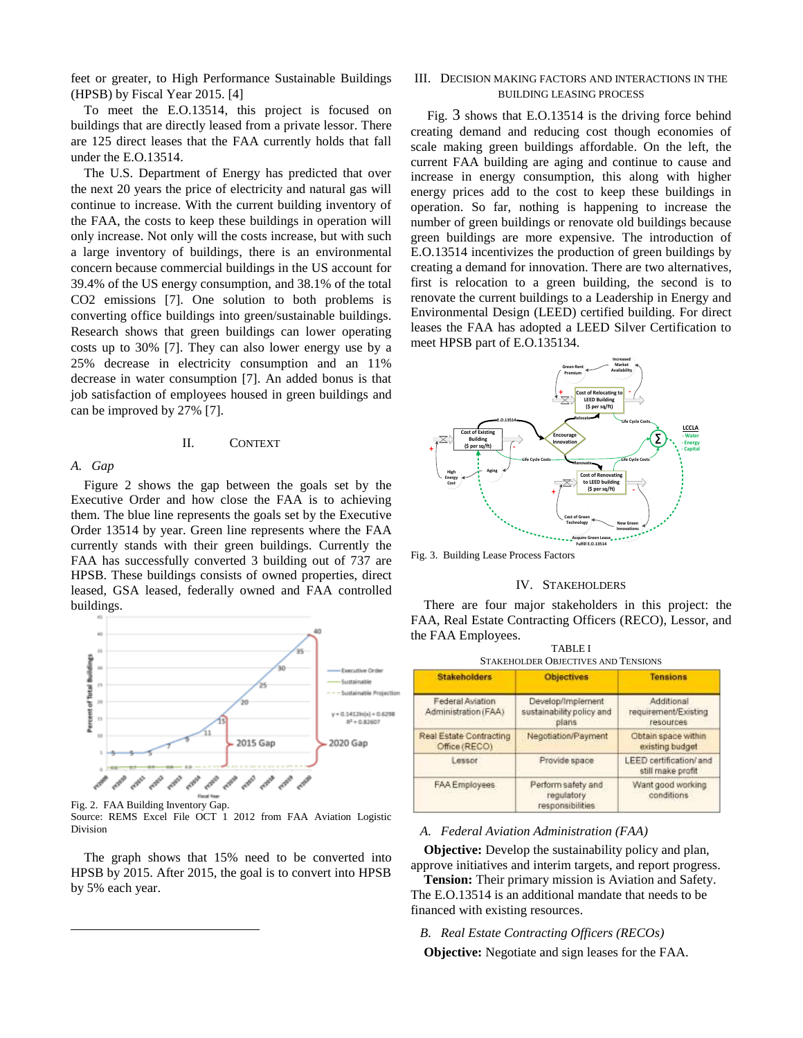feet or greater, to High Performance Sustainable Buildings (HPSB) by Fiscal Year 2015. [4]

To meet the E.O.13514, this project is focused on buildings that are directly leased from a private lessor. There are 125 direct leases that the FAA currently holds that fall under the E.O.13514.

The U.S. Department of Energy has predicted that over the next 20 years the price of electricity and natural gas will continue to increase. With the current building inventory of the FAA, the costs to keep these buildings in operation will only increase. Not only will the costs increase, but with such a large inventory of buildings, there is an environmental concern because commercial buildings in the US account for 39.4% of the US energy consumption, and 38.1% of the total CO2 emissions [7]. One solution to both problems is converting office buildings into green/sustainable buildings. Research shows that green buildings can lower operating costs up to 30% [7]. They can also lower energy use by a 25% decrease in electricity consumption and an 11% decrease in water consumption [7]. An added bonus is that job satisfaction of employees housed in green buildings and can be improved by 27% [7].

## II. Context

### A. Gap

Figure 2 shows the gap between the goals set by the Executive Order and how close the FAA is to achieving them. The blue line represents the goals set by the Executive Order 13514 by year. Green line represents where the FAA currently stands with their green buildings. Currently the FAA has successfully converted 3 building out of 737 are HPSB. These buildings consists of owned properties, direct leased, GSA leased, federally owned and FAA controlled buildings.

Fig. 2. FAA Building Inventory Gap.
Source: REMS Excel File OCT 1 2012 from FAA Aviation Logistic Division

The graph shows that 15% need to be converted into HPSB by 2015. After 2015, the goal is to convert into HPSB by 5% each year.

## III. Decision Making Factors and Interactions in the Building Leasing Process

Fig. 3 shows that E.O.13514 is the driving force behind creating demand and reducing cost though economies of scale making green buildings affordable. On the left, the current FAA building are aging and continue to cause and increase in energy consumption, this along with higher energy prices add to the cost to keep these buildings in operation. So far, nothing is happening to increase the number of green buildings or renovate old buildings because green buildings are more expensive. The introduction of E.O.13514 incentivizes the production of green buildings by creating a demand for innovation. There are two alternatives, first is relocation to a green building, the second is to renovate the current buildings to a Leadership in Energy and Environmental Design (LEED) certified building. For direct leases the FAA has adopted a LEED Silver Certification to meet HPSB part of E.O.135134.

Fig. 3. Building Lease Process Factors

## IV. Stakeholders

There are four major stakeholders in this project: the FAA, Real Estate Contracting Officers (RECO), Lessor, and the FAA Employees.

TABLE I
Stakeholder Objectives and Tensions

| Stakeholders | Objectives | Tensions |
|---|---|---|
| Federal Aviation Administration (FAA) | Develop/Implement sustainability policy and plans | Additional requirement/Existing resources |
| Real Estate Contracting Office (RECO) | Negotiation/Payment | Obtain space within existing budget |
| Lessor | Provide space | LEED certification/ and still make profit |
| FAA Employees | Perform safety and regulatory responsibilities | Want good working conditions |

### A. Federal Aviation Administration (FAA)

**Objective:** Develop the sustainability policy and plan, approve initiatives and interim targets, and report progress.

**Tension:** Their primary mission is Aviation and Safety. The E.O.13514 is an additional mandate that needs to be financed with existing resources.

### B. Real Estate Contracting Officers (RECOs)

**Objective:** Negotiate and sign leases for the FAA.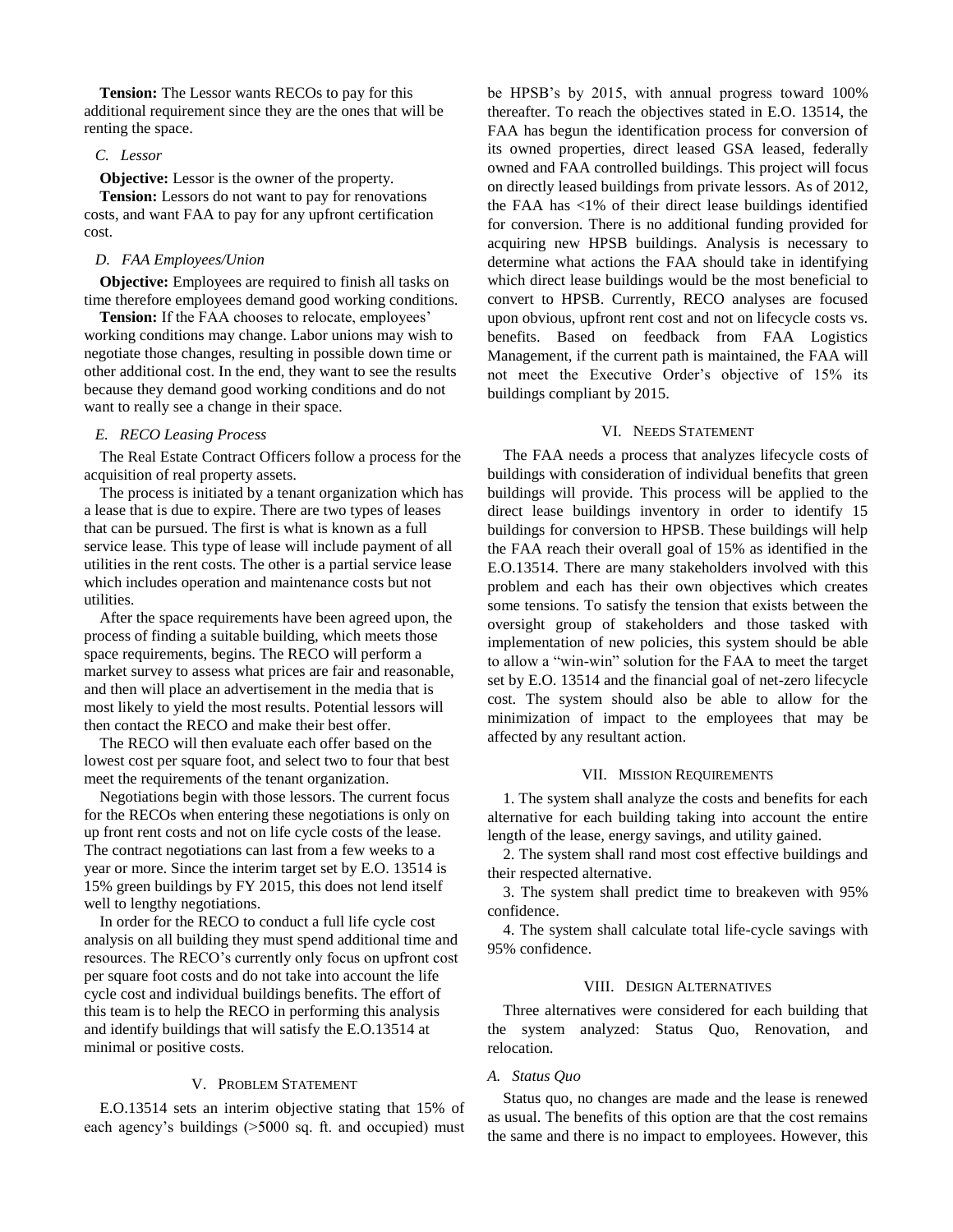**Tension:** The Lessor wants RECOs to pay for this additional requirement since they are the ones that will be renting the space.

### C. Lessor

**Objective:** Lessor is the owner of the property.

**Tension:** Lessors do not want to pay for renovations costs, and want FAA to pay for any upfront certification cost.

### D. FAA Employees/Union

**Objective:** Employees are required to finish all tasks on time therefore employees demand good working conditions.

**Tension:** If the FAA chooses to relocate, employees' working conditions may change. Labor unions may wish to negotiate those changes, resulting in possible down time or other additional cost. In the end, they want to see the results because they demand good working conditions and do not want to really see a change in their space.

### E. RECO Leasing Process

The Real Estate Contract Officers follow a process for the acquisition of real property assets.

The process is initiated by a tenant organization which has a lease that is due to expire. There are two types of leases that can be pursued. The first is what is known as a full service lease. This type of lease will include payment of all utilities in the rent costs. The other is a partial service lease which includes operation and maintenance costs but not utilities.

After the space requirements have been agreed upon, the process of finding a suitable building, which meets those space requirements, begins. The RECO will perform a market survey to assess what prices are fair and reasonable, and then will place an advertisement in the media that is most likely to yield the most results. Potential lessors will then contact the RECO and make their best offer.

The RECO will then evaluate each offer based on the lowest cost per square foot, and select two to four that best meet the requirements of the tenant organization.

Negotiations begin with those lessors. The current focus for the RECOs when entering these negotiations is only on up front rent costs and not on life cycle costs of the lease. The contract negotiations can last from a few weeks to a year or more. Since the interim target set by E.O. 13514 is 15% green buildings by FY 2015, this does not lend itself well to lengthy negotiations.

In order for the RECO to conduct a full life cycle cost analysis on all building they must spend additional time and resources. The RECO's currently only focus on upfront cost per square foot costs and do not take into account the life cycle cost and individual buildings benefits. The effort of this team is to help the RECO in performing this analysis and identify buildings that will satisfy the E.O.13514 at minimal or positive costs.

## V. Problem Statement

E.O.13514 sets an interim objective stating that 15% of each agency's buildings (>5000 sq. ft. and occupied) must be HPSB's by 2015, with annual progress toward 100% thereafter. To reach the objectives stated in E.O. 13514, the FAA has begun the identification process for conversion of its owned properties, direct leased GSA leased, federally owned and FAA controlled buildings. This project will focus on directly leased buildings from private lessors. As of 2012, the FAA has <1% of their direct lease buildings identified for conversion. There is no additional funding provided for acquiring new HPSB buildings. Analysis is necessary to determine what actions the FAA should take in identifying which direct lease buildings would be the most beneficial to convert to HPSB. Currently, RECO analyses are focused upon obvious, upfront rent cost and not on lifecycle costs vs. benefits. Based on feedback from FAA Logistics Management, if the current path is maintained, the FAA will not meet the Executive Order's objective of 15% its buildings compliant by 2015.

## VI. Needs Statement

The FAA needs a process that analyzes lifecycle costs of buildings with consideration of individual benefits that green buildings will provide. This process will be applied to the direct lease buildings inventory in order to identify 15 buildings for conversion to HPSB. These buildings will help the FAA reach their overall goal of 15% as identified in the E.O.13514. There are many stakeholders involved with this problem and each has their own objectives which creates some tensions. To satisfy the tension that exists between the oversight group of stakeholders and those tasked with implementation of new policies, this system should be able to allow a "win-win" solution for the FAA to meet the target set by E.O. 13514 and the financial goal of net-zero lifecycle cost. The system should also be able to allow for the minimization of impact to the employees that may be affected by any resultant action.

## VII. Mission Requirements

1. The system shall analyze the costs and benefits for each alternative for each building taking into account the entire length of the lease, energy savings, and utility gained.
2. The system shall rand most cost effective buildings and their respected alternative.
3. The system shall predict time to breakeven with 95% confidence.
4. The system shall calculate total life-cycle savings with 95% confidence.

## VIII. Design Alternatives

Three alternatives were considered for each building that the system analyzed: Status Quo, Renovation, and relocation.

### A. Status Quo

Status quo, no changes are made and the lease is renewed as usual. The benefits of this option are that the cost remains the same and there is no impact to employees. However, this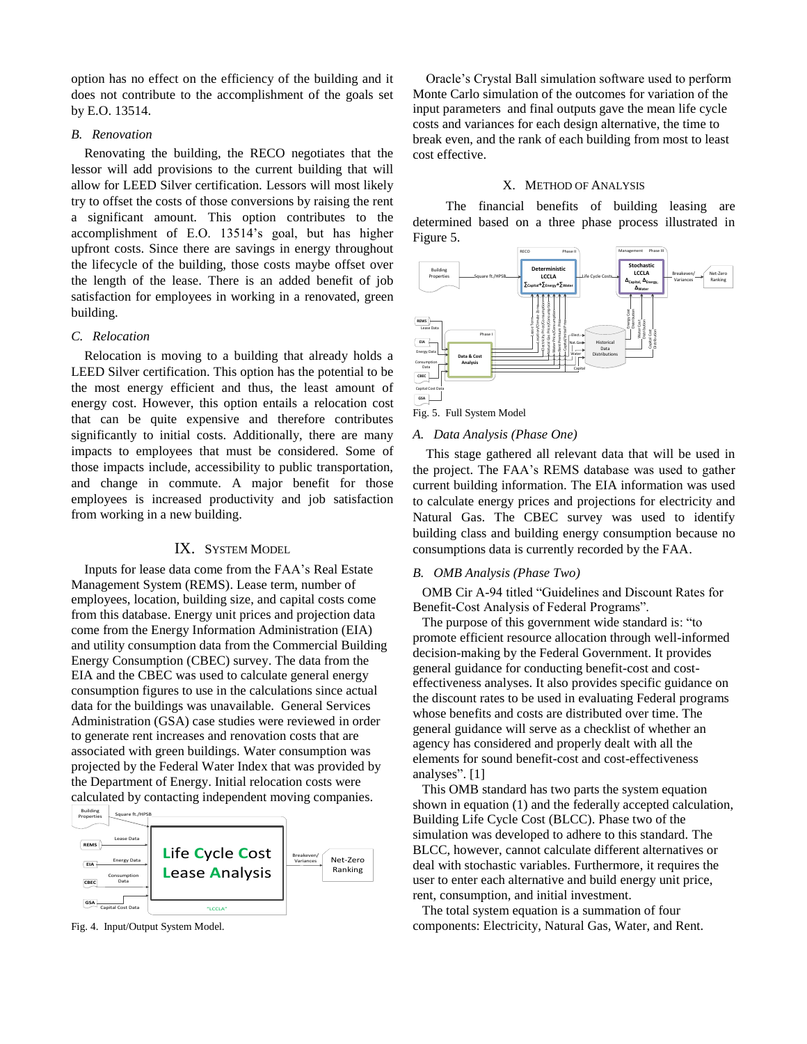option has no effect on the efficiency of the building and it does not contribute to the accomplishment of the goals set by E.O. 13514.

### *B. Renovation*

Renovating the building, the RECO negotiates that the lessor will add provisions to the current building that will allow for LEED Silver certification. Lessors will most likely try to offset the costs of those conversions by raising the rent a significant amount. This option contributes to the accomplishment of E.O. 13514's goal, but has higher upfront costs. Since there are savings in energy throughout the lifecycle of the building, those costs maybe offset over the length of the lease. There is an added benefit of job satisfaction for employees in working in a renovated, green building.

### *C. Relocation*

Relocation is moving to a building that already holds a LEED Silver certification. This option has the potential to be the most energy efficient and thus, the least amount of energy cost. However, this option entails a relocation cost that can be quite expensive and therefore contributes significantly to initial costs. Additionally, there are many impacts to employees that must be considered. Some of those impacts include, accessibility to public transportation, and change in commute. A major benefit for those employees is increased productivity and job satisfaction from working in a new building.

## IX. System Model

Inputs for lease data come from the FAA's Real Estate Management System (REMS). Lease term, number of employees, location, building size, and capital costs come from this database. Energy unit prices and projection data come from the Energy Information Administration (EIA) and utility consumption data from the Commercial Building Energy Consumption (CBEC) survey. The data from the EIA and the CBEC was used to calculate general energy consumption figures to use in the calculations since actual data for the buildings was unavailable. General Services Administration (GSA) case studies were reviewed in order to generate rent increases and renovation costs that are associated with green buildings. Water consumption was projected by the Federal Water Index that was provided by the Department of Energy. Initial relocation costs were calculated by contacting independent moving companies.

Building Properties
Square ft./HPSB
Lease Data
REMS
Energy Data
EIA
Consumption Data
CBEC
GSA
Capital Cost Data
Life Cycle Cost Lease Analysis
"LCCLA"
Breakeven/ Variances
Net-Zero Ranking

Fig. 4. Input/Output System Model.

Oracle's Crystal Ball simulation software used to perform Monte Carlo simulation of the outcomes for variation of the input parameters and final outputs gave the mean life cycle costs and variances for each design alternative, the time to break even, and the rank of each building from most to least cost effective.

## X. Method of Analysis

The financial benefits of building leasing are determined based on a three phase process illustrated in Figure 5.

RECO
Phase II
Management
Phase III
Building Properties
Square ft./HPSB
Deterministic LCCLA
$\sum_{Capital}+\sum_{Energy}+\sum_{Water}$
Life Cycle Costs
Stochastic LCCLA
$\Delta_{Capital}, \Delta_{Energy}, \Delta_{Water}$
Breakeven/ Variances
Net-Zero Ranking
REMS
Lease Data
EIA
Energy Data
Consumption Data
CBEC
Capital Cost Data
GSA
Phase I
Data & Cost Analysis
Historical Data Distributions
Elect.
Nat. Gas
Water
Capital
Energy Cost Distribution
Water Cost Distribution
Capital Cost Distribution

Fig. 5. Full System Model

### *A. Data Analysis (Phase One)*

This stage gathered all relevant data that will be used in the project. The FAA's REMS database was used to gather current building information. The EIA information was used to calculate energy prices and projections for electricity and Natural Gas. The CBEC survey was used to identify building class and building energy consumption because no consumptions data is currently recorded by the FAA.

### *B. OMB Analysis (Phase Two)*

OMB Cir A-94 titled "Guidelines and Discount Rates for Benefit-Cost Analysis of Federal Programs".

The purpose of this government wide standard is: "to promote efficient resource allocation through well-informed decision-making by the Federal Government. It provides general guidance for conducting benefit-cost and cost-effectiveness analyses. It also provides specific guidance on the discount rates to be used in evaluating Federal programs whose benefits and costs are distributed over time. The general guidance will serve as a checklist of whether an agency has considered and properly dealt with all the elements for sound benefit-cost and cost-effectiveness analyses". [1]

This OMB standard has two parts the system equation shown in equation (1) and the federally accepted calculation, Building Life Cycle Cost (BLCC). Phase two of the simulation was developed to adhere to this standard. The BLCC, however, cannot calculate different alternatives or deal with stochastic variables. Furthermore, it requires the user to enter each alternative and build energy unit price, rent, consumption, and initial investment.

The total system equation is a summation of four components: Electricity, Natural Gas, Water, and Rent.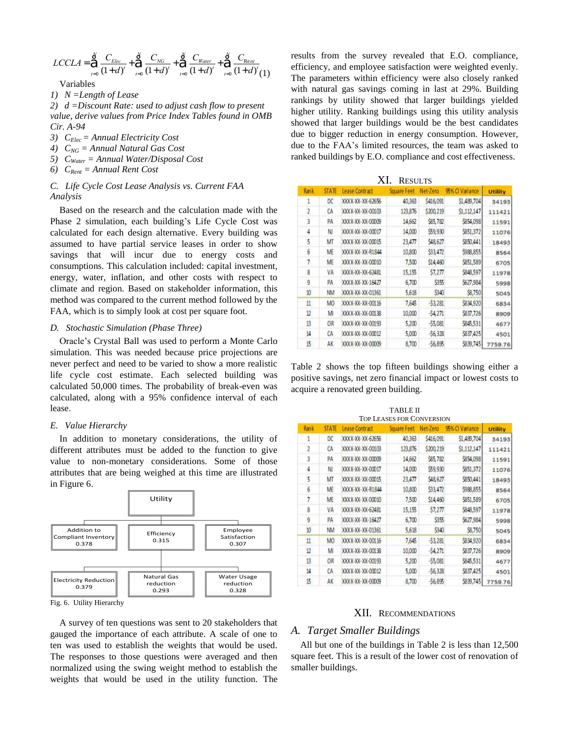$$LCCLA = \sum_{t=0}^{N} \frac{C_{Elec}}{(1+d)^t} + \sum_{t=0}^{N} \frac{C_{NG}}{(1+d)^t} + \sum_{t=0}^{N} \frac{C_{Water}}{(1+d)^t} + \sum_{t=0}^{N} \frac{C_{Rent}}{(1+d)^t} \quad (1)$$

Variables

1) $N$ = *Length of Lease*
2) $d$ = *Discount Rate: used to adjust cash flow to present value, derive values from Price Index Tables found in OMB Cir. A-94*
3) $C_{Elec}$ = *Annual Electricity Cost*
4) $C_{NG}$ = *Annual Natural Gas Cost*
5) $C_{Water}$ = *Annual Water/Disposal Cost*
6) $C_{Rent}$ = *Annual Rent Cost*

### *C. Life Cycle Cost Lease Analysis vs. Current FAA Analysis*

Based on the research and the calculation made with the Phase 2 simulation, each building's Life Cycle Cost was calculated for each design alternative. Every building was assumed to have partial service leases in order to show savings that will incur due to energy costs and consumptions. This calculation included: capital investment, energy, water, inflation, and other costs with respect to climate and region. Based on stakeholder information, this method was compared to the current method followed by the FAA, which is to simply look at cost per square foot.

### *D. Stochastic Simulation (Phase Three)*

Oracle's Crystal Ball was used to perform a Monte Carlo simulation. This was needed because price projections are never perfect and need to be varied to show a more realistic life cycle cost estimate. Each selected building was calculated 50,000 times. The probability of break-even was calculated, along with a 95% confidence interval of each lease.

### *E. Value Hierarchy*

In addition to monetary considerations, the utility of different attributes must be added to the function to give value to non-monetary considerations. Some of those attributes that are being weighed at this time are illustrated in Figure 6.

- Utility
  - Addition to Compliant Inventory 0.378
  - Efficiency 0.315
    - Electricity Reduction 0.379
    - Natural Gas reduction 0.293
    - Water Usage reduction 0.328
  - Employee Satisfaction 0.307

Fig. 6. Utility Hierarchy

A survey of ten questions was sent to 20 stakeholders that gauged the importance of each attribute. A scale of one to ten was used to establish the weights that would be used. The responses to those questions were averaged and then normalized using the swing weight method to establish the weights that would be used in the utility function. The results from the survey revealed that E.O. compliance, efficiency, and employee satisfaction were weighted evenly. The parameters within efficiency were also closely ranked with natural gas savings coming in last at 29%. Building rankings by utility showed that larger buildings yielded higher utility. Ranking buildings using this utility analysis showed that larger buildings would be the best candidates due to bigger reduction in energy consumption. However, due to the FAA's limited resources, the team was asked to ranked buildings by E.O. compliance and cost effectiveness.

## XI. Results

| Rank | STATE | Lease Contract | Square Feet | Net-Zero | 95% CI Variance | Utility |
|---|---|---|---|---|---|---|
| 1 | DC | XXXX-XX-XX-62656 | 40,363 | $416,091 | $1,489,704 | 34193 |
| 2 | CA | XXXX-XX-XX-00103 | 123,876 | $200,219 | $1,112,147 | 111421 |
| 3 | PA | XXXX-XX-XX-00009 | 14,662 | $85,782 | $854,098 | 11591 |
| 4 | NJ | XXXX-XX-XX-00017 | 14,000 | $59,930 | $851,372 | 11076 |
| 5 | MT | XXXX-XX-XX-00015 | 23,477 | $48,627 | $850,441 | 18493 |
| 6 | ME | XXXX-XX-XX-R1844 | 10,800 | $33,472 | $988,855 | 8564 |
| 7 | ME | XXXX-XX-XX-00010 | 7,500 | $14,460 | $851,589 | 6705 |
| 8 | VA | XXXX-XX-XX-62481 | 15,155 | $7,277 | $848,597 | 11978 |
| 9 | PA | XXXX-XX-XX-16427 | 6,700 | $355 | $627,984 | 5998 |
| 10 | NM | XXXX-XX-XX-01361 | 5,618 | $340 | $8,750 | 5045 |
| 11 | MO | XXXX-XX-XX-00116 | 7,645 | -$3,281 | $834,920 | 6834 |
| 12 | MI | XXXX-XX-XX-00138 | 10,000 | -$4,271 | $837,726 | 8909 |
| 13 | OR | XXXX-XX-XX-00193 | 5,200 | -$5,081 | $845,531 | 4677 |
| 14 | CA | XXXX-XX-XX-00012 | 5,000 | -$6,328 | $837,425 | 4501 |
| 15 | AK | XXXX-XX-XX-00009 | 8,700 | -$6,895 | $839,745 | 7759.76 |

Table 2 shows the top fifteen buildings showing either a positive savings, net zero financial impact or lowest costs to acquire a renovated green building.

TABLE II
Top Leases for Conversion

| Rank | STATE | Lease Contract | Square Feet | Net-Zero | 95% CI Variance | Utility |
|---|---|---|---|---|---|---|
| 1 | DC | XXXX-XX-XX-62656 | 40,363 | $416,091 | $1,489,704 | 34193 |
| 2 | CA | XXXX-XX-XX-00103 | 123,876 | $200,219 | $1,112,147 | 111421 |
| 3 | PA | XXXX-XX-XX-00009 | 14,662 | $85,782 | $854,098 | 11591 |
| 4 | NJ | XXXX-XX-XX-00017 | 14,000 | $59,930 | $851,372 | 11076 |
| 5 | MT | XXXX-XX-XX-00015 | 23,477 | $48,627 | $850,441 | 18493 |
| 6 | ME | XXXX-XX-XX-R1844 | 10,800 | $33,472 | $988,855 | 8564 |
| 7 | ME | XXXX-XX-XX-00010 | 7,500 | $14,460 | $851,589 | 6705 |
| 8 | VA | XXXX-XX-XX-62481 | 15,155 | $7,277 | $848,597 | 11978 |
| 9 | PA | XXXX-XX-XX-16427 | 6,700 | $355 | $627,984 | 5998 |
| 10 | NM | XXXX-XX-XX-01361 | 5,618 | $340 | $8,750 | 5045 |
| 11 | MO | XXXX-XX-XX-00116 | 7,645 | -$3,281 | $834,920 | 6834 |
| 12 | MI | XXXX-XX-XX-00138 | 10,000 | -$4,271 | $837,726 | 8909 |
| 13 | OR | XXXX-XX-XX-00193 | 5,200 | -$5,081 | $845,531 | 4677 |
| 14 | CA | XXXX-XX-XX-00012 | 5,000 | -$6,328 | $837,425 | 4501 |
| 15 | AK | XXXX-XX-XX-00009 | 8,700 | -$6,895 | $839,745 | 7759.76 |

## XII. Recommendations

### *A. Target Smaller Buildings*

All but one of the buildings in Table 2 is less than 12,500 square feet. This is a result of the lower cost of renovation of smaller buildings.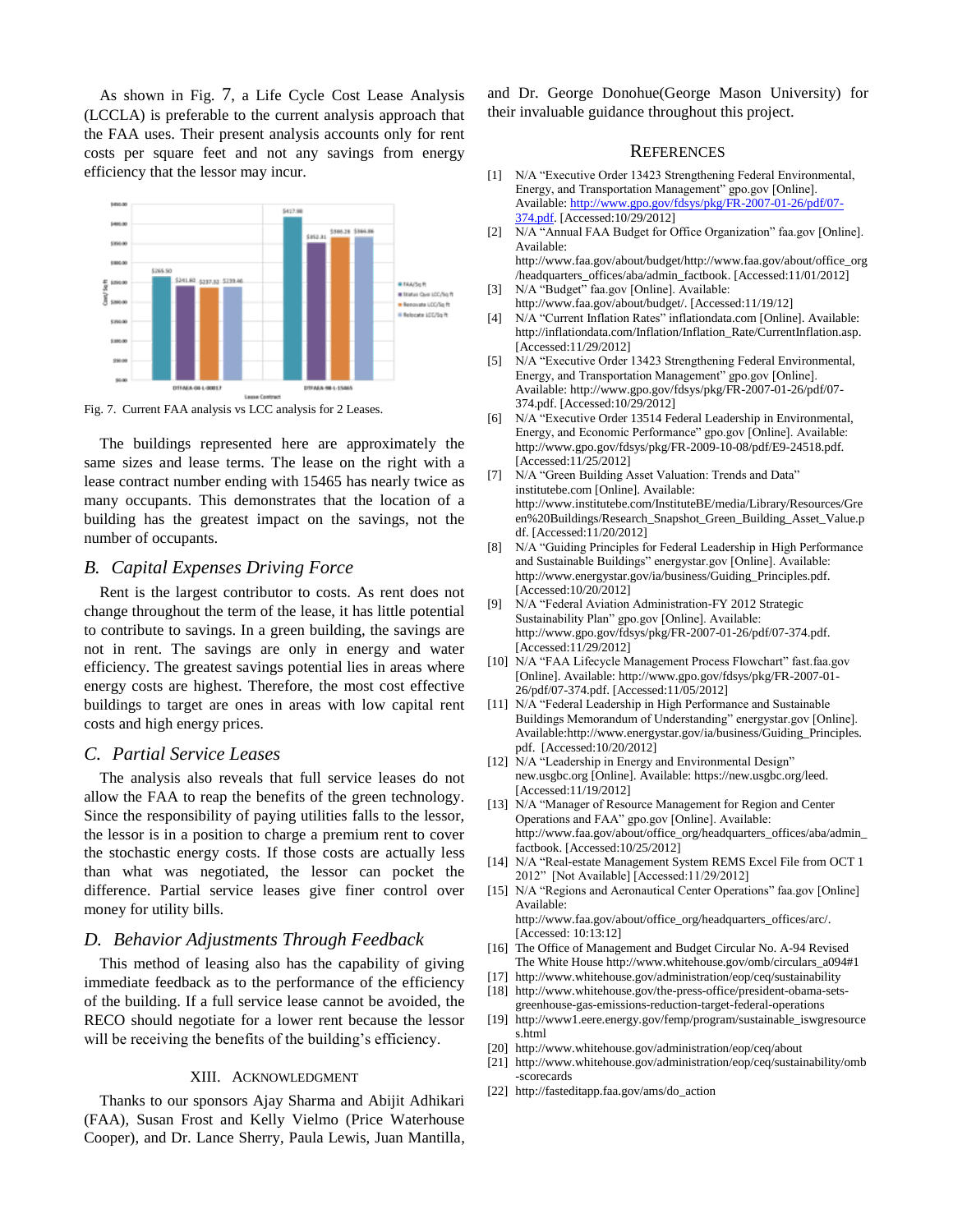As shown in Fig. 7, a Life Cycle Cost Lease Analysis (LCCLA) is preferable to the current analysis approach that the FAA uses. Their present analysis accounts only for rent costs per square feet and not any savings from energy efficiency that the lessor may incur.

$450.00
$400.00
$350.00
$300.00
$250.00
$200.00
$150.00
$100.00
$50.00
$0.00

Cost/ Sq ft

$265.50
$241.60
$237.32
$239.46
$417.98
$352.31
$366.28
$366.86

DTFAEA-08-L-00017
DTFAEA-98-L-15465
Lease Contract

FAA/Sq ft
Status Quo LCC/Sq ft
Renovate LCC/Sq ft
Relocate LCC/Sq ft

Fig. 7. Current FAA analysis vs LCC analysis for 2 Leases.

The buildings represented here are approximately the same sizes and lease terms. The lease on the right with a lease contract number ending with 15465 has nearly twice as many occupants. This demonstrates that the location of a building has the greatest impact on the savings, not the number of occupants.

## *B. Capital Expenses Driving Force*

Rent is the largest contributor to costs. As rent does not change throughout the term of the lease, it has little potential to contribute to savings. In a green building, the savings are not in rent. The savings are only in energy and water efficiency. The greatest savings potential lies in areas where energy costs are highest. Therefore, the most cost effective buildings to target are ones in areas with low capital rent costs and high energy prices.

## *C. Partial Service Leases*

The analysis also reveals that full service leases do not allow the FAA to reap the benefits of the green technology. Since the responsibility of paying utilities falls to the lessor, the lessor is in a position to charge a premium rent to cover the stochastic energy costs. If those costs are actually less than what was negotiated, the lessor can pocket the difference. Partial service leases give finer control over money for utility bills.

## *D. Behavior Adjustments Through Feedback*

This method of leasing also has the capability of giving immediate feedback as to the performance of the efficiency of the building. If a full service lease cannot be avoided, the RECO should negotiate for a lower rent because the lessor will be receiving the benefits of the building's efficiency.

# XIII. Acknowledgment

Thanks to our sponsors Ajay Sharma and Abijit Adhikari (FAA), Susan Frost and Kelly Vielmo (Price Waterhouse Cooper), and Dr. Lance Sherry, Paula Lewis, Juan Mantilla, and Dr. George Donohue(George Mason University) for their invaluable guidance throughout this project.

# References

[1] N/A "Executive Order 13423 Strengthening Federal Environmental, Energy, and Transportation Management" gpo.gov [Online]. Available: http://www.gpo.gov/fdsys/pkg/FR-2007-01-26/pdf/07-374.pdf. [Accessed:10/29/2012]

[2] N/A "Annual FAA Budget for Office Organization" faa.gov [Online]. Available: http://www.faa.gov/about/budget/http://www.faa.gov/about/office_org/headquarters_offices/aba/admin_factbook. [Accessed:11/01/2012]

[3] N/A "Budget" faa.gov [Online]. Available: http://www.faa.gov/about/budget/. [Accessed:11/19/12]

[4] N/A "Current Inflation Rates" inflationdata.com [Online]. Available: http://inflationdata.com/Inflation/Inflation_Rate/CurrentInflation.asp. [Accessed:11/29/2012]

[5] N/A "Executive Order 13423 Strengthening Federal Environmental, Energy, and Transportation Management" gpo.gov [Online]. Available: http://www.gpo.gov/fdsys/pkg/FR-2007-01-26/pdf/07-374.pdf. [Accessed:10/29/2012]

[6] N/A "Executive Order 13514 Federal Leadership in Environmental, Energy, and Economic Performance" gpo.gov [Online]. Available: http://www.gpo.gov/fdsys/pkg/FR-2009-10-08/pdf/E9-24518.pdf. [Accessed:11/25/2012]

[7] N/A "Green Building Asset Valuation: Trends and Data" institutebe.com [Online]. Available: http://www.institutebe.com/InstituteBE/media/Library/Resources/Green%20Buildings/Research_Snapshot_Green_Building_Asset_Value.pdf. [Accessed:11/20/2012]

[8] N/A "Guiding Principles for Federal Leadership in High Performance and Sustainable Buildings" energystar.gov [Online]. Available: http://www.energystar.gov/ia/business/Guiding_Principles.pdf. [Accessed:10/20/2012]

[9] N/A "Federal Aviation Administration-FY 2012 Strategic Sustainability Plan" gpo.gov [Online]. Available: http://www.gpo.gov/fdsys/pkg/FR-2007-01-26/pdf/07-374.pdf. [Accessed:11/29/2012]

[10] N/A "FAA Lifecycle Management Process Flowchart" fast.faa.gov [Online]. Available: http://www.gpo.gov/fdsys/pkg/FR-2007-01-26/pdf/07-374.pdf. [Accessed:11/05/2012]

[11] N/A "Federal Leadership in High Performance and Sustainable Buildings Memorandum of Understanding" energystar.gov [Online]. Available:http://www.energystar.gov/ia/business/Guiding_Principles.pdf. [Accessed:10/20/2012]

[12] N/A "Leadership in Energy and Environmental Design" new.usgbc.org [Online]. Available: https://new.usgbc.org/leed. [Accessed:11/19/2012]

[13] N/A "Manager of Resource Management for Region and Center Operations and FAA" gpo.gov [Online]. Available: http://www.faa.gov/about/office_org/headquarters_offices/aba/admin_factbook. [Accessed:10/25/2012]

[14] N/A "Real-estate Management System REMS Excel File from OCT 1 2012" [Not Available] [Accessed:11/29/2012]

[15] N/A "Regions and Aeronautical Center Operations" faa.gov [Online] Available: http://www.faa.gov/about/office_org/headquarters_offices/arc/. [Accessed: 10:13:12]

[16] The Office of Management and Budget Circular No. A-94 Revised The White House http://www.whitehouse.gov/omb/circulars_a094#1

[17] http://www.whitehouse.gov/administration/eop/ceq/sustainability

[18] http://www.whitehouse.gov/the-press-office/president-obama-sets-greenhouse-gas-emissions-reduction-target-federal-operations

[19] http://www1.eere.energy.gov/femp/program/sustainable_iswgresources.html

[20] http://www.whitehouse.gov/administration/eop/ceq/about

[21] http://www.whitehouse.gov/administration/eop/ceq/sustainability/omb-scorecards

[22] http://fasteditapp.faa.gov/ams/do_action